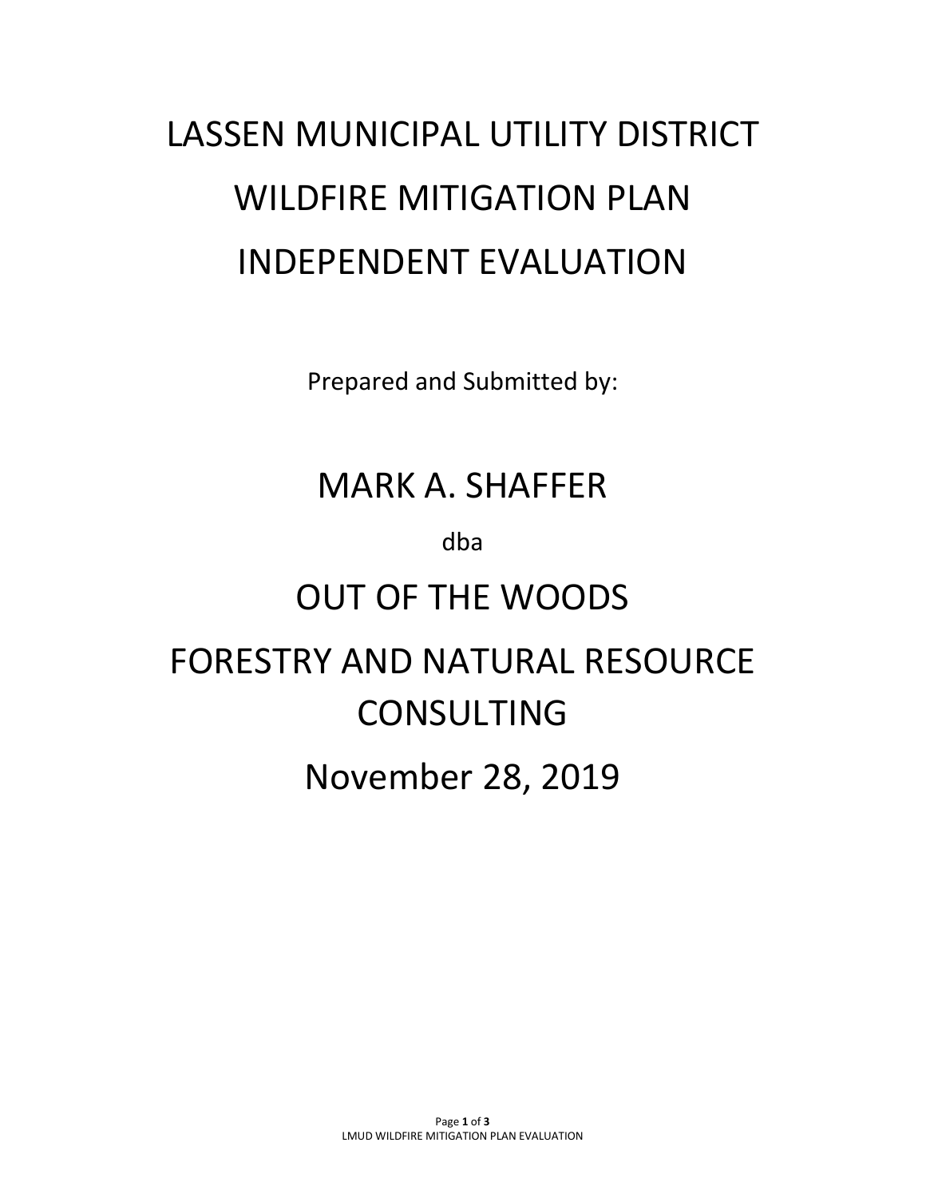# LASSEN MUNICIPAL UTILITY DISTRICT

# WILDFIRE MITIGATION PLAN

# INDEPENDENT EVALUATION

Prepared and Submitted by:

## MARK A. SHAFFER

dba

## OUT OF THE WOODS

## FORESTRY AND NATURAL RESOURCE CONSULTING

## November 28, 2019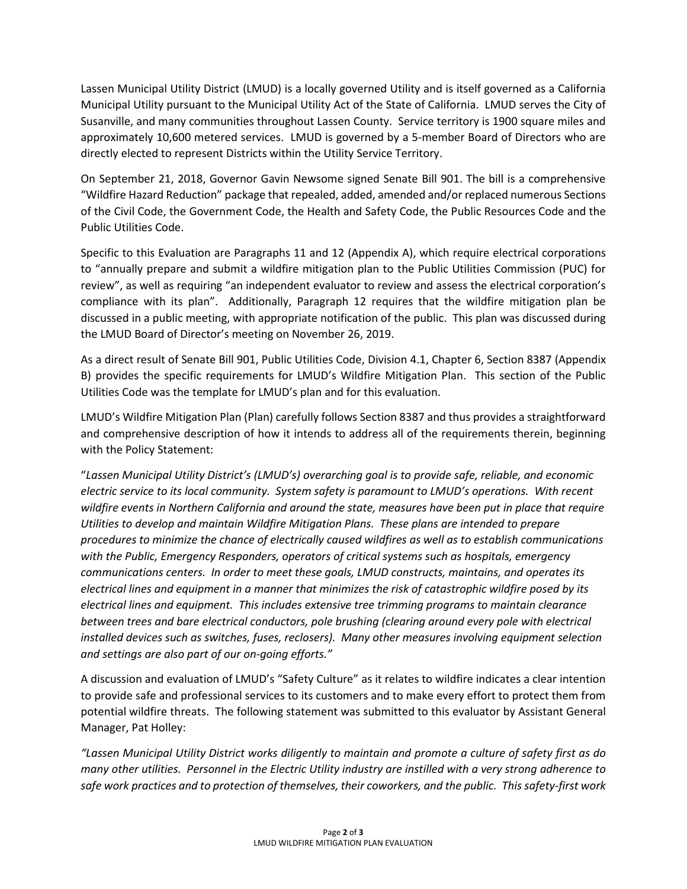Lassen Municipal Utility District (LMUD) is a locally governed Utility and is itself governed as a California Municipal Utility pursuant to the Municipal Utility Act of the State of California. LMUD serves the City of Susanville, and many communities throughout Lassen County. Service territory is 1900 square miles and approximately 10,600 metered services. LMUD is governed by a 5-member Board of Directors who are directly elected to represent Districts within the Utility Service Territory.

On September 21, 2018, Governor Gavin Newsome signed Senate Bill 901. The bill is a comprehensive "Wildfire Hazard Reduction" package that repealed, added, amended and/or replaced numerous Sections of the Civil Code, the Government Code, the Health and Safety Code, the Public Resources Code and the Public Utilities Code.

Specific to this Evaluation are Paragraphs 11 and 12 (Appendix A), which require electrical corporations to "annually prepare and submit a wildfire mitigation plan to the Public Utilities Commission (PUC) for review", as well as requiring "an independent evaluator to review and assess the electrical corporation's compliance with its plan". Additionally, Paragraph 12 requires that the wildfire mitigation plan be discussed in a public meeting, with appropriate notification of the public. This plan was discussed during the LMUD Board of Director's meeting on November 26, 2019.

As a direct result of Senate Bill 901, Public Utilities Code, Division 4.1, Chapter 6, Section 8387 (Appendix B) provides the specific requirements for LMUD's Wildfire Mitigation Plan. This section of the Public Utilities Code was the template for LMUD's plan and for this evaluation.

LMUD's Wildfire Mitigation Plan (Plan) carefully follows Section 8387 and thus provides a straightforward and comprehensive description of how it intends to address all of the requirements therein, beginning with the Policy Statement:

"*Lassen Municipal Utility District's (LMUD's) overarching goal is to provide safe, reliable, and economic electric service to its local community. System safety is paramount to LMUD's operations. With recent wildfire events in Northern California and around the state, measures have been put in place that require Utilities to develop and maintain Wildfire Mitigation Plans. These plans are intended to prepare procedures to minimize the chance of electrically caused wildfires as well as to establish communications with the Public, Emergency Responders, operators of critical systems such as hospitals, emergency communications centers. In order to meet these goals, LMUD constructs, maintains, and operates its electrical lines and equipment in a manner that minimizes the risk of catastrophic wildfire posed by its electrical lines and equipment. This includes extensive tree trimming programs to maintain clearance between trees and bare electrical conductors, pole brushing (clearing around every pole with electrical installed devices such as switches, fuses, reclosers). Many other measures involving equipment selection and settings are also part of our on-going efforts.*"

A discussion and evaluation of LMUD's "Safety Culture" as it relates to wildfire indicates a clear intention to provide safe and professional services to its customers and to make every effort to protect them from potential wildfire threats. The following statement was submitted to this evaluator by Assistant General Manager, Pat Holley:

*"Lassen Municipal Utility District works diligently to maintain and promote a culture of safety first as do many other utilities. Personnel in the Electric Utility industry are instilled with a very strong adherence to safe work practices and to protection of themselves, their coworkers, and the public. This safety-first work*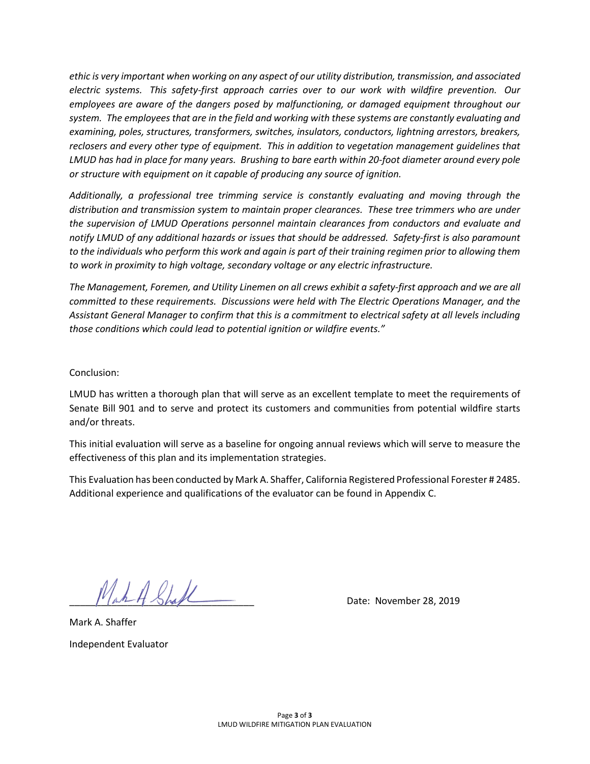*ethic is very important when working on any aspect of our utility distribution, transmission, and associated electric systems. This safety-first approach carries over to our work with wildfire prevention. Our employees are aware of the dangers posed by malfunctioning, or damaged equipment throughout our system. The employees that are in the field and working with these systems are constantly evaluating and examining, poles, structures, transformers, switches, insulators, conductors, lightning arrestors, breakers, reclosers and every other type of equipment. This in addition to vegetation management guidelines that LMUD has had in place for many years. Brushing to bare earth within 20-foot diameter around every pole or structure with equipment on it capable of producing any source of ignition.*

*Additionally, a professional tree trimming service is constantly evaluating and moving through the distribution and transmission system to maintain proper clearances. These tree trimmers who are under the supervision of LMUD Operations personnel maintain clearances from conductors and evaluate and notify LMUD of any additional hazards or issues that should be addressed. Safety-first is also paramount to the individuals who perform this work and again is part of their training regimen prior to allowing them to work in proximity to high voltage, secondary voltage or any electric infrastructure.*

*The Management, Foremen, and Utility Linemen on all crews exhibit a safety-first approach and we are all committed to these requirements. Discussions were held with The Electric Operations Manager, and the Assistant General Manager to confirm that this is a commitment to electrical safety at all levels including those conditions which could lead to potential ignition or wildfire events."*

Conclusion:

LMUD has written a thorough plan that will serve as an excellent template to meet the requirements of Senate Bill 901 and to serve and protect its customers and communities from potential wildfire starts and/or threats.

This initial evaluation will serve as a baseline for ongoing annual reviews which will serve to measure the effectiveness of this plan and its implementation strategies.

This Evaluation has been conducted by Mark A. Shaffer, California Registered Professional Forester # 2485. Additional experience and qualifications of the evaluator can be found in Appendix C.

Mark A Shaffer (signature) Date: November 28, 2019

Mark A. Shaffer

Independent Evaluator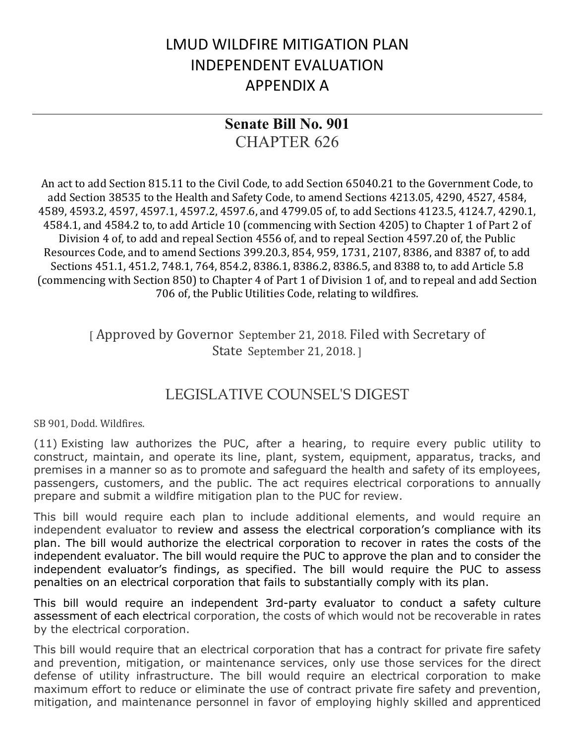# LMUD WILDFIRE MITIGATION PLAN INDEPENDENT EVALUATION APPENDIX A

## Senate Bill No. 901
## CHAPTER 626

An act to add Section 815.11 to the Civil Code, to add Section 65040.21 to the Government Code, to add Section 38535 to the Health and Safety Code, to amend Sections 4213.05, 4290, 4527, 4584, 4589, 4593.2, 4597, 4597.1, 4597.2, 4597.6, and 4799.05 of, to add Sections 4123.5, 4124.7, 4290.1, 4584.1, and 4584.2 to, to add Article 10 (commencing with Section 4205) to Chapter 1 of Part 2 of Division 4 of, to add and repeal Section 4556 of, and to repeal Section 4597.20 of, the Public Resources Code, and to amend Sections 399.20.3, 854, 959, 1731, 2107, 8386, and 8387 of, to add Sections 451.1, 451.2, 748.1, 764, 854.2, 8386.1, 8386.2, 8386.5, and 8388 to, to add Article 5.8 (commencing with Section 850) to Chapter 4 of Part 1 of Division 1 of, and to repeal and add Section 706 of, the Public Utilities Code, relating to wildfires.

[ Approved by Governor September 21, 2018. Filed with Secretary of State September 21, 2018. ]

## LEGISLATIVE COUNSEL'S DIGEST

SB 901, Dodd. Wildfires.

(11) Existing law authorizes the PUC, after a hearing, to require every public utility to construct, maintain, and operate its line, plant, system, equipment, apparatus, tracks, and premises in a manner so as to promote and safeguard the health and safety of its employees, passengers, customers, and the public. The act requires electrical corporations to annually prepare and submit a wildfire mitigation plan to the PUC for review.

This bill would require each plan to include additional elements, and would require an independent evaluator to review and assess the electrical corporation's compliance with its plan. The bill would authorize the electrical corporation to recover in rates the costs of the independent evaluator. The bill would require the PUC to approve the plan and to consider the independent evaluator's findings, as specified. The bill would require the PUC to assess penalties on an electrical corporation that fails to substantially comply with its plan.

This bill would require an independent 3rd-party evaluator to conduct a safety culture assessment of each electrical corporation, the costs of which would not be recoverable in rates by the electrical corporation.

This bill would require that an electrical corporation that has a contract for private fire safety and prevention, mitigation, or maintenance services, only use those services for the direct defense of utility infrastructure. The bill would require an electrical corporation to make maximum effort to reduce or eliminate the use of contract private fire safety and prevention, mitigation, and maintenance personnel in favor of employing highly skilled and apprenticed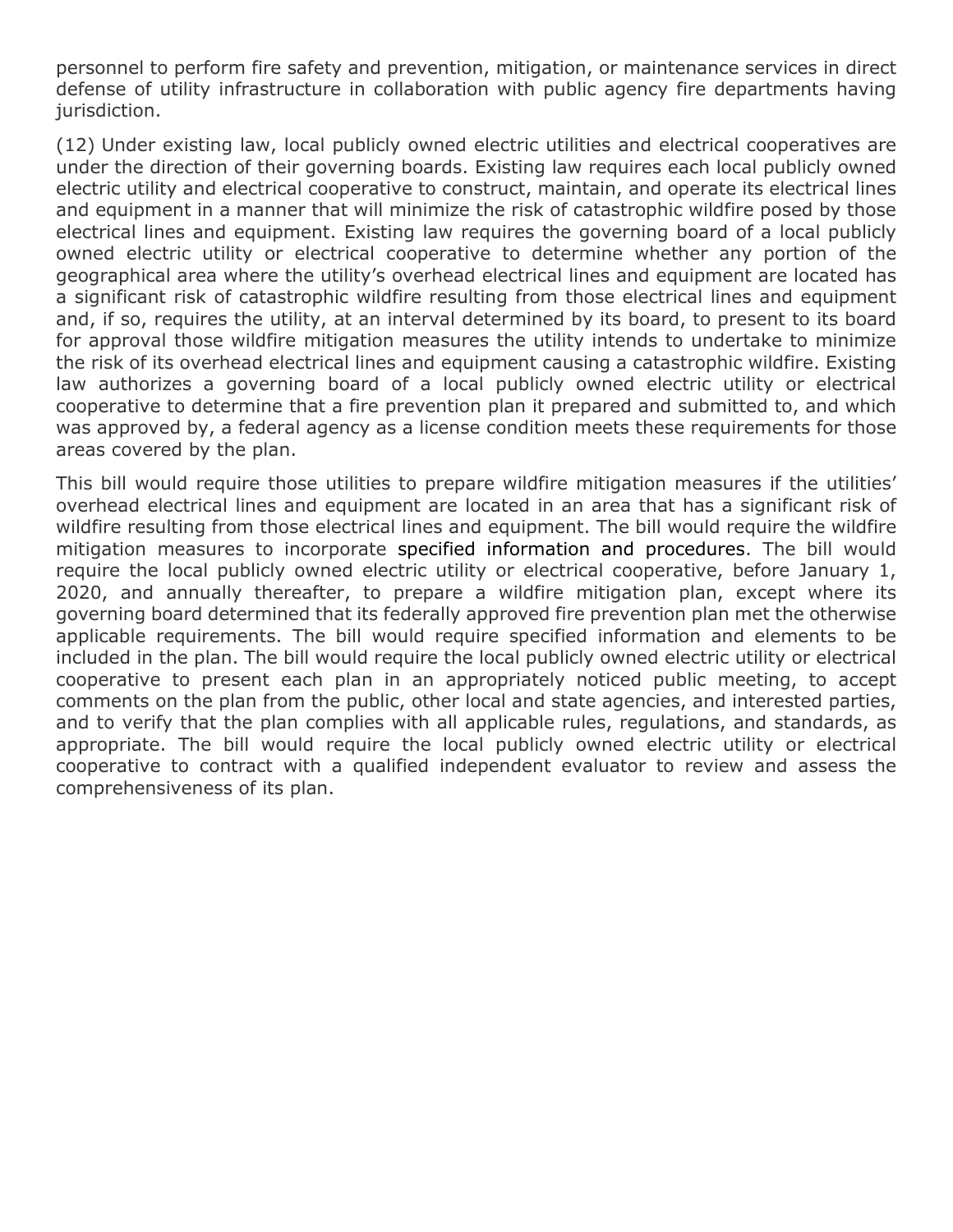personnel to perform fire safety and prevention, mitigation, or maintenance services in direct defense of utility infrastructure in collaboration with public agency fire departments having jurisdiction.

(12) Under existing law, local publicly owned electric utilities and electrical cooperatives are under the direction of their governing boards. Existing law requires each local publicly owned electric utility and electrical cooperative to construct, maintain, and operate its electrical lines and equipment in a manner that will minimize the risk of catastrophic wildfire posed by those electrical lines and equipment. Existing law requires the governing board of a local publicly owned electric utility or electrical cooperative to determine whether any portion of the geographical area where the utility's overhead electrical lines and equipment are located has a significant risk of catastrophic wildfire resulting from those electrical lines and equipment and, if so, requires the utility, at an interval determined by its board, to present to its board for approval those wildfire mitigation measures the utility intends to undertake to minimize the risk of its overhead electrical lines and equipment causing a catastrophic wildfire. Existing law authorizes a governing board of a local publicly owned electric utility or electrical cooperative to determine that a fire prevention plan it prepared and submitted to, and which was approved by, a federal agency as a license condition meets these requirements for those areas covered by the plan.

This bill would require those utilities to prepare wildfire mitigation measures if the utilities' overhead electrical lines and equipment are located in an area that has a significant risk of wildfire resulting from those electrical lines and equipment. The bill would require the wildfire mitigation measures to incorporate specified information and procedures. The bill would require the local publicly owned electric utility or electrical cooperative, before January 1, 2020, and annually thereafter, to prepare a wildfire mitigation plan, except where its governing board determined that its federally approved fire prevention plan met the otherwise applicable requirements. The bill would require specified information and elements to be included in the plan. The bill would require the local publicly owned electric utility or electrical cooperative to present each plan in an appropriately noticed public meeting, to accept comments on the plan from the public, other local and state agencies, and interested parties, and to verify that the plan complies with all applicable rules, regulations, and standards, as appropriate. The bill would require the local publicly owned electric utility or electrical cooperative to contract with a qualified independent evaluator to review and assess the comprehensiveness of its plan.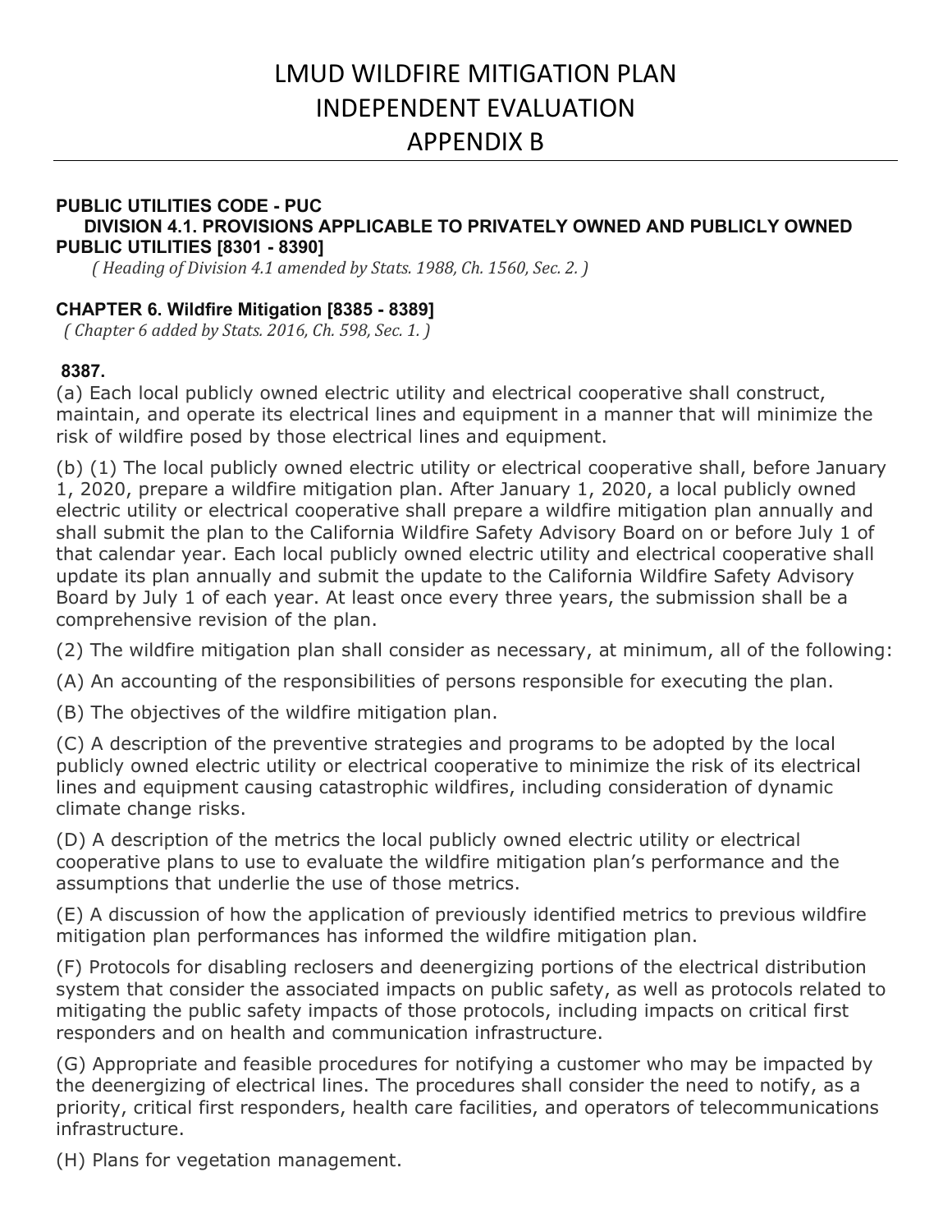# LMUD WILDFIRE MITIGATION PLAN
# INDEPENDENT EVALUATION
# APPENDIX B

**PUBLIC UTILITIES CODE - PUC**
**DIVISION 4.1. PROVISIONS APPLICABLE TO PRIVATELY OWNED AND PUBLICLY OWNED PUBLIC UTILITIES [8301 - 8390]**
*( Heading of Division 4.1 amended by Stats. 1988, Ch. 1560, Sec. 2. )*

**CHAPTER 6. Wildfire Mitigation [8385 - 8389]**
*( Chapter 6 added by Stats. 2016, Ch. 598, Sec. 1. )*

**8387.**

(a) Each local publicly owned electric utility and electrical cooperative shall construct, maintain, and operate its electrical lines and equipment in a manner that will minimize the risk of wildfire posed by those electrical lines and equipment.

(b) (1) The local publicly owned electric utility or electrical cooperative shall, before January 1, 2020, prepare a wildfire mitigation plan. After January 1, 2020, a local publicly owned electric utility or electrical cooperative shall prepare a wildfire mitigation plan annually and shall submit the plan to the California Wildfire Safety Advisory Board on or before July 1 of that calendar year. Each local publicly owned electric utility and electrical cooperative shall update its plan annually and submit the update to the California Wildfire Safety Advisory Board by July 1 of each year. At least once every three years, the submission shall be a comprehensive revision of the plan.

(2) The wildfire mitigation plan shall consider as necessary, at minimum, all of the following:

(A) An accounting of the responsibilities of persons responsible for executing the plan.

(B) The objectives of the wildfire mitigation plan.

(C) A description of the preventive strategies and programs to be adopted by the local publicly owned electric utility or electrical cooperative to minimize the risk of its electrical lines and equipment causing catastrophic wildfires, including consideration of dynamic climate change risks.

(D) A description of the metrics the local publicly owned electric utility or electrical cooperative plans to use to evaluate the wildfire mitigation plan's performance and the assumptions that underlie the use of those metrics.

(E) A discussion of how the application of previously identified metrics to previous wildfire mitigation plan performances has informed the wildfire mitigation plan.

(F) Protocols for disabling reclosers and deenergizing portions of the electrical distribution system that consider the associated impacts on public safety, as well as protocols related to mitigating the public safety impacts of those protocols, including impacts on critical first responders and on health and communication infrastructure.

(G) Appropriate and feasible procedures for notifying a customer who may be impacted by the deenergizing of electrical lines. The procedures shall consider the need to notify, as a priority, critical first responders, health care facilities, and operators of telecommunications infrastructure.

(H) Plans for vegetation management.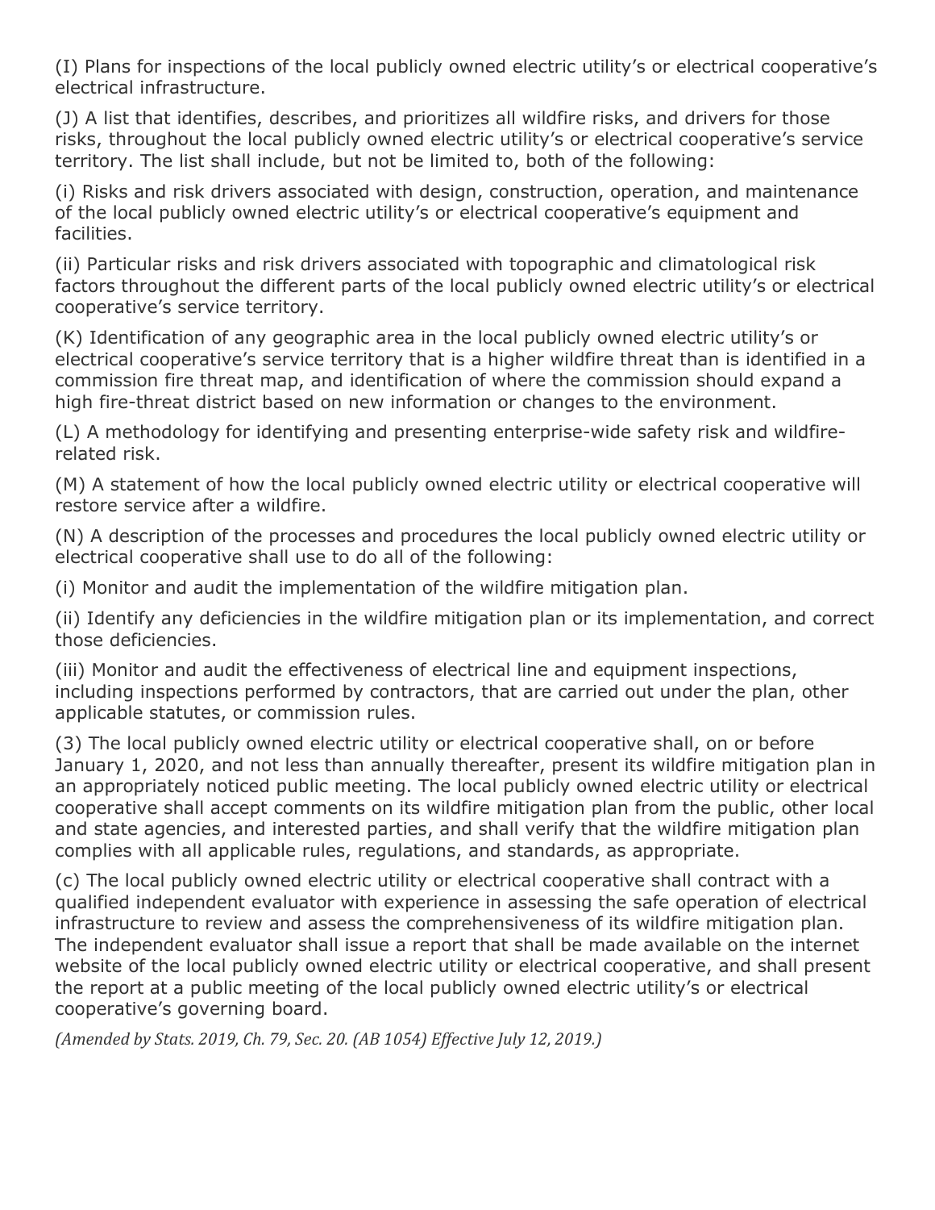(I) Plans for inspections of the local publicly owned electric utility's or electrical cooperative's electrical infrastructure.

(J) A list that identifies, describes, and prioritizes all wildfire risks, and drivers for those risks, throughout the local publicly owned electric utility's or electrical cooperative's service territory. The list shall include, but not be limited to, both of the following:

(i) Risks and risk drivers associated with design, construction, operation, and maintenance of the local publicly owned electric utility's or electrical cooperative's equipment and facilities.

(ii) Particular risks and risk drivers associated with topographic and climatological risk factors throughout the different parts of the local publicly owned electric utility's or electrical cooperative's service territory.

(K) Identification of any geographic area in the local publicly owned electric utility's or electrical cooperative's service territory that is a higher wildfire threat than is identified in a commission fire threat map, and identification of where the commission should expand a high fire-threat district based on new information or changes to the environment.

(L) A methodology for identifying and presenting enterprise-wide safety risk and wildfire-related risk.

(M) A statement of how the local publicly owned electric utility or electrical cooperative will restore service after a wildfire.

(N) A description of the processes and procedures the local publicly owned electric utility or electrical cooperative shall use to do all of the following:

(i) Monitor and audit the implementation of the wildfire mitigation plan.

(ii) Identify any deficiencies in the wildfire mitigation plan or its implementation, and correct those deficiencies.

(iii) Monitor and audit the effectiveness of electrical line and equipment inspections, including inspections performed by contractors, that are carried out under the plan, other applicable statutes, or commission rules.

(3) The local publicly owned electric utility or electrical cooperative shall, on or before January 1, 2020, and not less than annually thereafter, present its wildfire mitigation plan in an appropriately noticed public meeting. The local publicly owned electric utility or electrical cooperative shall accept comments on its wildfire mitigation plan from the public, other local and state agencies, and interested parties, and shall verify that the wildfire mitigation plan complies with all applicable rules, regulations, and standards, as appropriate.

(c) The local publicly owned electric utility or electrical cooperative shall contract with a qualified independent evaluator with experience in assessing the safe operation of electrical infrastructure to review and assess the comprehensiveness of its wildfire mitigation plan. The independent evaluator shall issue a report that shall be made available on the internet website of the local publicly owned electric utility or electrical cooperative, and shall present the report at a public meeting of the local publicly owned electric utility's or electrical cooperative's governing board.

*(Amended by Stats. 2019, Ch. 79, Sec. 20. (AB 1054) Effective July 12, 2019.)*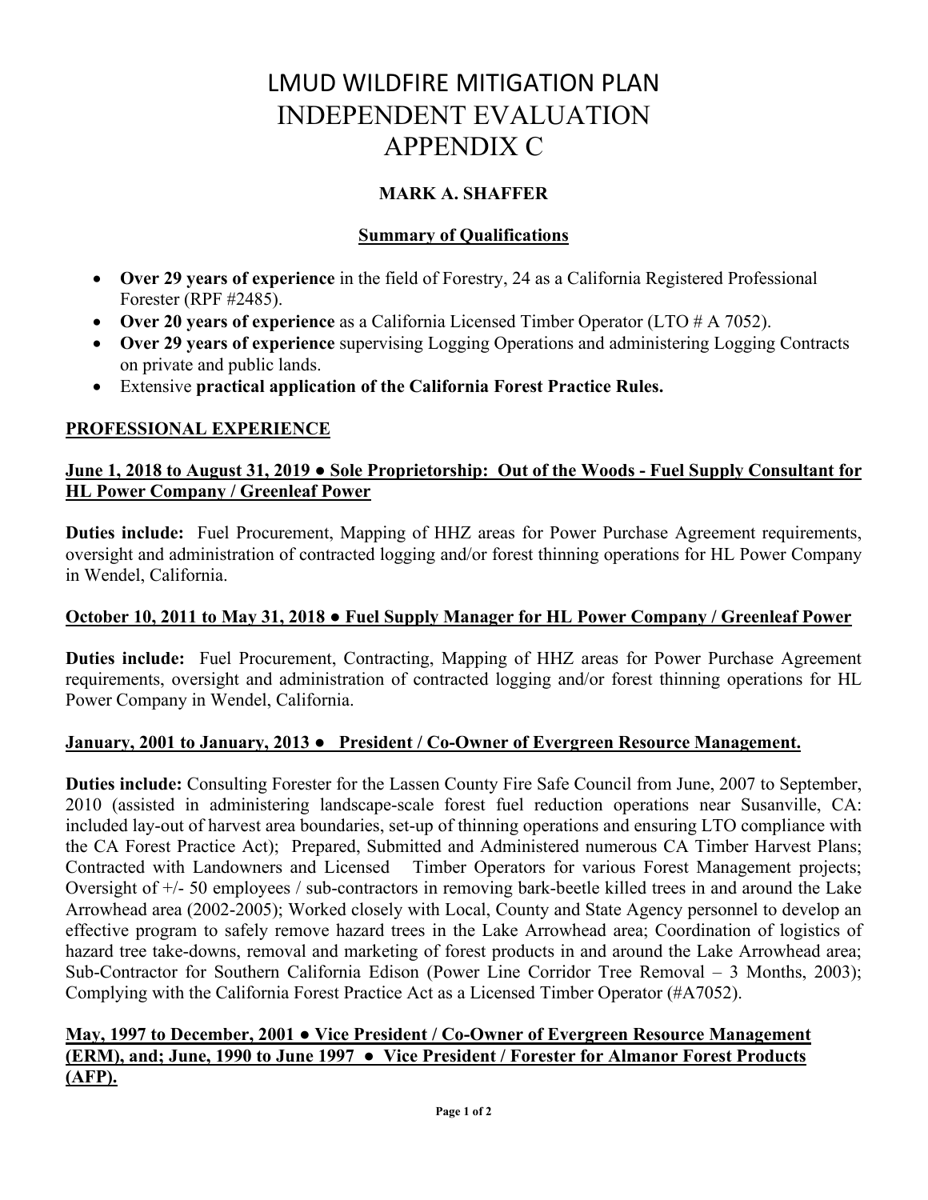# LMUD WILDFIRE MITIGATION PLAN
# INDEPENDENT EVALUATION
# APPENDIX C

**MARK A. SHAFFER**

**Summary of Qualifications**

- **Over 29 years of experience** in the field of Forestry, 24 as a California Registered Professional Forester (RPF #2485).
- **Over 20 years of experience** as a California Licensed Timber Operator (LTO # A 7052).
- **Over 29 years of experience** supervising Logging Operations and administering Logging Contracts on private and public lands.
- Extensive **practical application of the California Forest Practice Rules.**

**PROFESSIONAL EXPERIENCE**

**June 1, 2018 to August 31, 2019 ● Sole Proprietorship: Out of the Woods - Fuel Supply Consultant for HL Power Company / Greenleaf Power**

**Duties include:** Fuel Procurement, Mapping of HHZ areas for Power Purchase Agreement requirements, oversight and administration of contracted logging and/or forest thinning operations for HL Power Company in Wendel, California.

**October 10, 2011 to May 31, 2018 ● Fuel Supply Manager for HL Power Company / Greenleaf Power**

**Duties include:** Fuel Procurement, Contracting, Mapping of HHZ areas for Power Purchase Agreement requirements, oversight and administration of contracted logging and/or forest thinning operations for HL Power Company in Wendel, California.

**January, 2001 to January, 2013 ● President / Co-Owner of Evergreen Resource Management.**

**Duties include:** Consulting Forester for the Lassen County Fire Safe Council from June, 2007 to September, 2010 (assisted in administering landscape-scale forest fuel reduction operations near Susanville, CA: included lay-out of harvest area boundaries, set-up of thinning operations and ensuring LTO compliance with the CA Forest Practice Act); Prepared, Submitted and Administered numerous CA Timber Harvest Plans; Contracted with Landowners and Licensed Timber Operators for various Forest Management projects; Oversight of +/- 50 employees / sub-contractors in removing bark-beetle killed trees in and around the Lake Arrowhead area (2002-2005); Worked closely with Local, County and State Agency personnel to develop an effective program to safely remove hazard trees in the Lake Arrowhead area; Coordination of logistics of hazard tree take-downs, removal and marketing of forest products in and around the Lake Arrowhead area; Sub-Contractor for Southern California Edison (Power Line Corridor Tree Removal – 3 Months, 2003); Complying with the California Forest Practice Act as a Licensed Timber Operator (#A7052).

**May, 1997 to December, 2001 ● Vice President / Co-Owner of Evergreen Resource Management (ERM), and; June, 1990 to June 1997 ● Vice President / Forester for Almanor Forest Products (AFP).**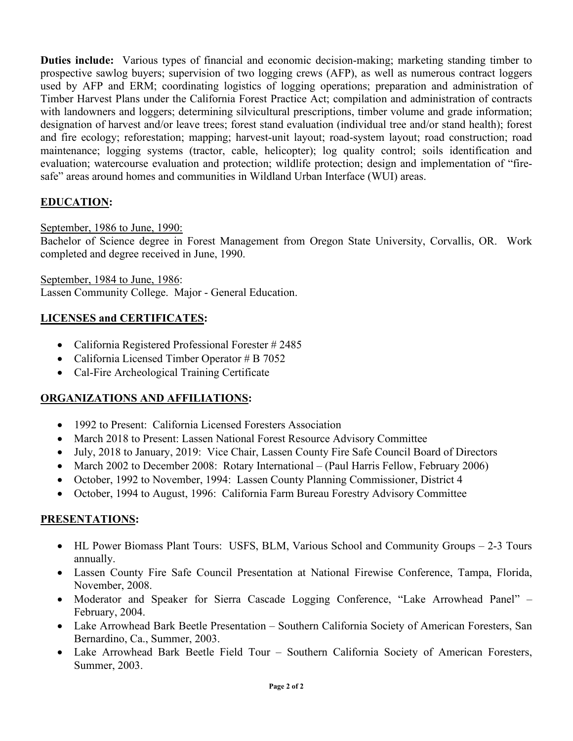**Duties include:** Various types of financial and economic decision-making; marketing standing timber to prospective sawlog buyers; supervision of two logging crews (AFP), as well as numerous contract loggers used by AFP and ERM; coordinating logistics of logging operations; preparation and administration of Timber Harvest Plans under the California Forest Practice Act; compilation and administration of contracts with landowners and loggers; determining silvicultural prescriptions, timber volume and grade information; designation of harvest and/or leave trees; forest stand evaluation (individual tree and/or stand health); forest and fire ecology; reforestation; mapping; harvest-unit layout; road-system layout; road construction; road maintenance; logging systems (tractor, cable, helicopter); log quality control; soils identification and evaluation; watercourse evaluation and protection; wildlife protection; design and implementation of "fire-safe" areas around homes and communities in Wildland Urban Interface (WUI) areas.

## EDUCATION:

September, 1986 to June, 1990:
Bachelor of Science degree in Forest Management from Oregon State University, Corvallis, OR. Work completed and degree received in June, 1990.

September, 1984 to June, 1986:
Lassen Community College. Major - General Education.

## LICENSES and CERTIFICATES:

- California Registered Professional Forester # 2485
- California Licensed Timber Operator # B 7052
- Cal-Fire Archeological Training Certificate

## ORGANIZATIONS AND AFFILIATIONS:

- 1992 to Present: California Licensed Foresters Association
- March 2018 to Present: Lassen National Forest Resource Advisory Committee
- July, 2018 to January, 2019: Vice Chair, Lassen County Fire Safe Council Board of Directors
- March 2002 to December 2008: Rotary International – (Paul Harris Fellow, February 2006)
- October, 1992 to November, 1994: Lassen County Planning Commissioner, District 4
- October, 1994 to August, 1996: California Farm Bureau Forestry Advisory Committee

## PRESENTATIONS:

- HL Power Biomass Plant Tours: USFS, BLM, Various School and Community Groups – 2-3 Tours annually.
- Lassen County Fire Safe Council Presentation at National Firewise Conference, Tampa, Florida, November, 2008.
- Moderator and Speaker for Sierra Cascade Logging Conference, "Lake Arrowhead Panel" – February, 2004.
- Lake Arrowhead Bark Beetle Presentation – Southern California Society of American Foresters, San Bernardino, Ca., Summer, 2003.
- Lake Arrowhead Bark Beetle Field Tour – Southern California Society of American Foresters, Summer, 2003.